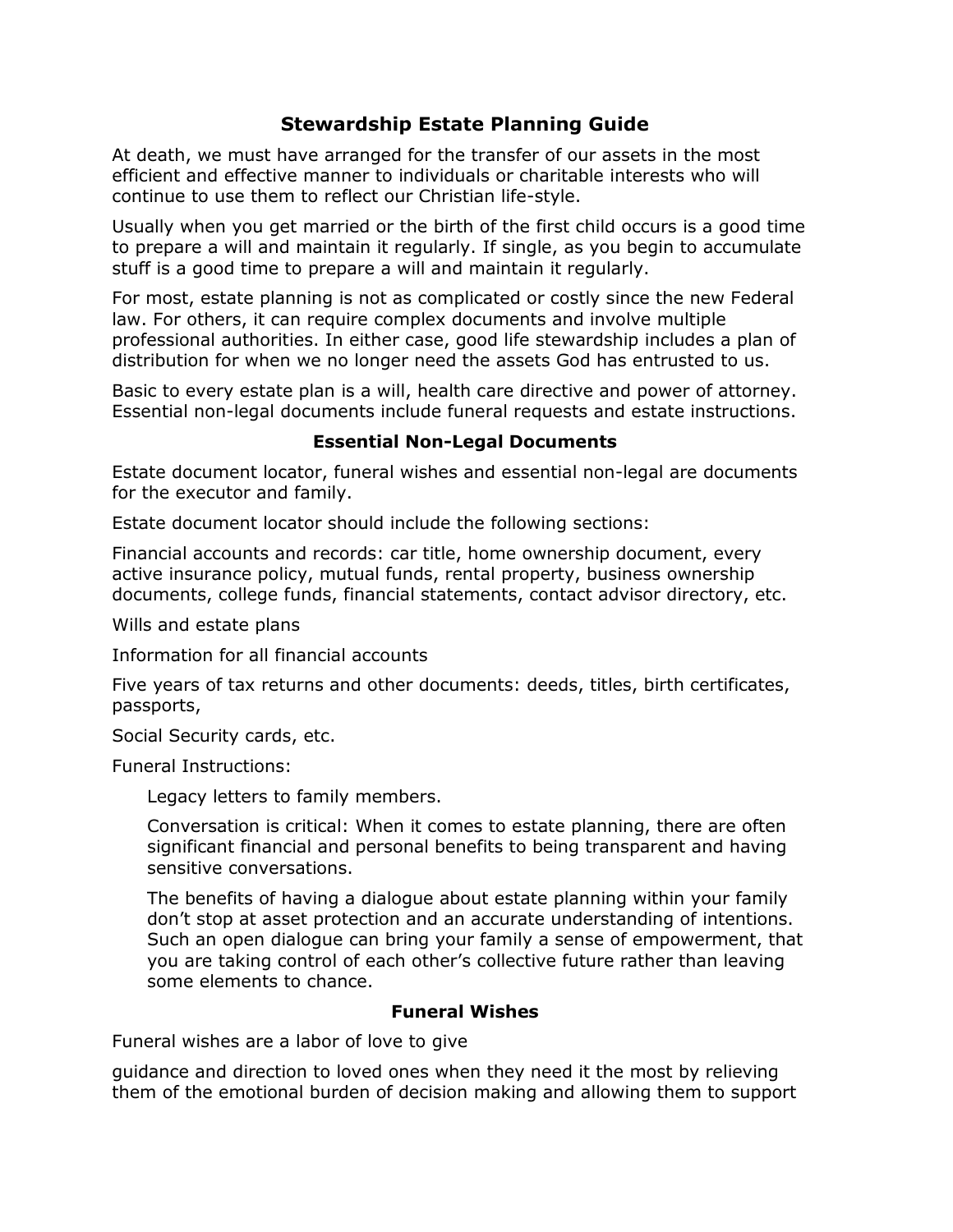# Stewardship Estate Planning Guide

At death, we must have arranged for the transfer of our assets in the most efficient and effective manner to individuals or charitable interests who will continue to use them to reflect our Christian life-style.

Usually when you get married or the birth of the first child occurs is a good time to prepare a will and maintain it regularly. If single, as you begin to accumulate stuff is a good time to prepare a will and maintain it regularly.

For most, estate planning is not as complicated or costly since the new Federal law. For others, it can require complex documents and involve multiple professional authorities. In either case, good life stewardship includes a plan of distribution for when we no longer need the assets God has entrusted to us.

Basic to every estate plan is a will, health care directive and power of attorney. Essential non-legal documents include funeral requests and estate instructions.

## Essential Non-Legal Documents

Estate document locator, funeral wishes and essential non-legal are documents for the executor and family.

Estate document locator should include the following sections:

Financial accounts and records: car title, home ownership document, every active insurance policy, mutual funds, rental property, business ownership documents, college funds, financial statements, contact advisor directory, etc.

Wills and estate plans

Information for all financial accounts

Five years of tax returns and other documents: deeds, titles, birth certificates, passports,

Social Security cards, etc.

Funeral Instructions:

> Legacy letters to family members.
>
> Conversation is critical: When it comes to estate planning, there are often significant financial and personal benefits to being transparent and having sensitive conversations.
>
> The benefits of having a dialogue about estate planning within your family don't stop at asset protection and an accurate understanding of intentions. Such an open dialogue can bring your family a sense of empowerment, that you are taking control of each other's collective future rather than leaving some elements to chance.

## Funeral Wishes

Funeral wishes are a labor of love to give

guidance and direction to loved ones when they need it the most by relieving them of the emotional burden of decision making and allowing them to support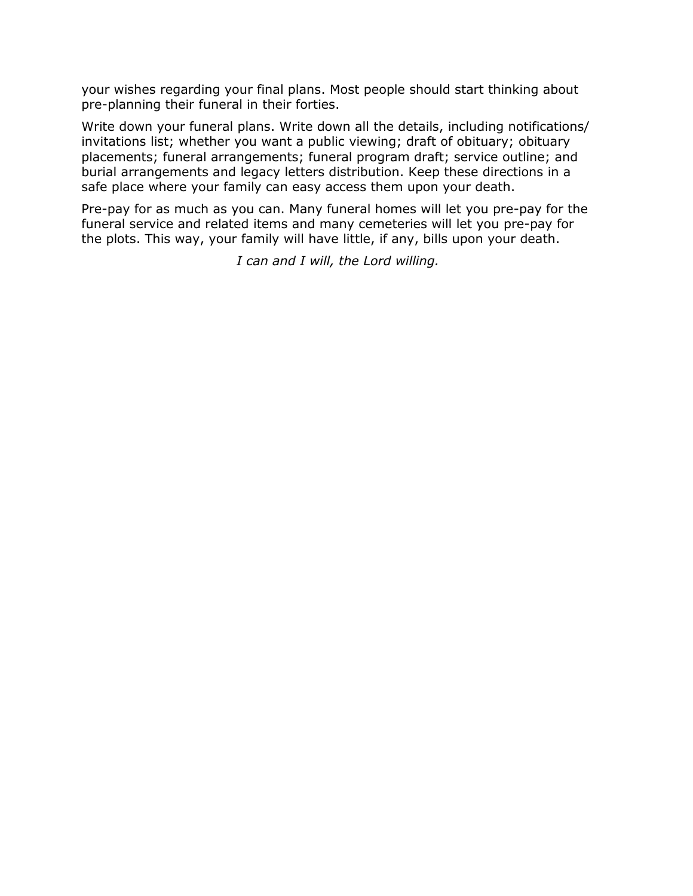your wishes regarding your final plans. Most people should start thinking about pre-planning their funeral in their forties.

Write down your funeral plans. Write down all the details, including notifications/ invitations list; whether you want a public viewing; draft of obituary; obituary placements; funeral arrangements; funeral program draft; service outline; and burial arrangements and legacy letters distribution. Keep these directions in a safe place where your family can easy access them upon your death.

Pre-pay for as much as you can. Many funeral homes will let you pre-pay for the funeral service and related items and many cemeteries will let you pre-pay for the plots. This way, your family will have little, if any, bills upon your death.

*I can and I will, the Lord willing.*